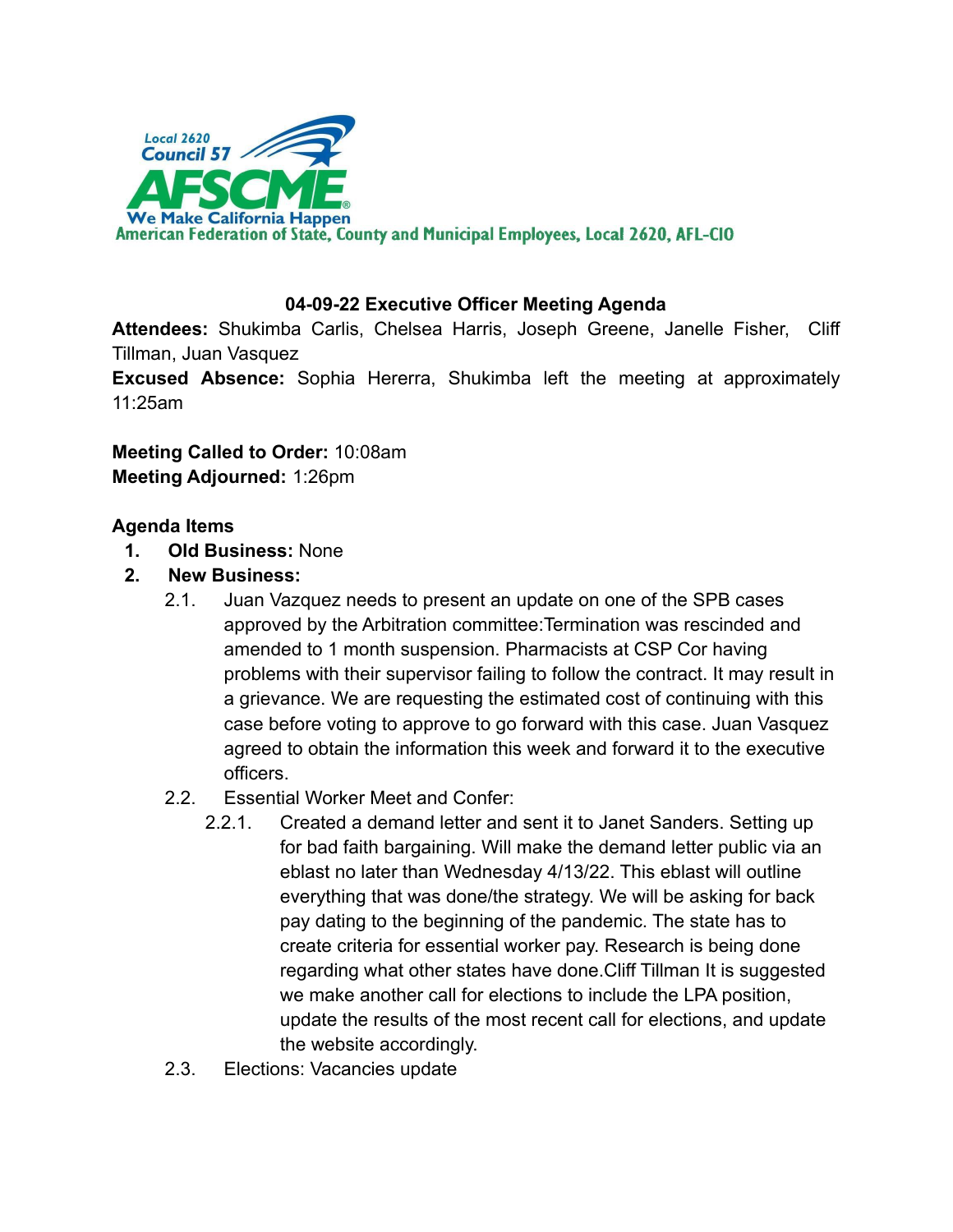Local 2620
Council 57
AFSCME
We Make California Happen
American Federation of State, County and Municipal Employees, Local 2620, AFL-CIO

### 04-09-22 Executive Officer Meeting Agenda

**Attendees:** Shukimba Carlis, Chelsea Harris, Joseph Greene, Janelle Fisher, Cliff Tillman, Juan Vasquez

**Excused Absence:** Sophia Hererra, Shukimba left the meeting at approximately 11:25am

**Meeting Called to Order:** 10:08am

**Meeting Adjourned:** 1:26pm

**Agenda Items**

1. **Old Business:** None
2. **New Business:**
   - 2.1. Juan Vazquez needs to present an update on one of the SPB cases approved by the Arbitration committee:Termination was rescinded and amended to 1 month suspension. Pharmacists at CSP Cor having problems with their supervisor failing to follow the contract. It may result in a grievance. We are requesting the estimated cost of continuing with this case before voting to approve to go forward with this case. Juan Vasquez agreed to obtain the information this week and forward it to the executive officers.
   - 2.2. Essential Worker Meet and Confer:
     - 2.2.1. Created a demand letter and sent it to Janet Sanders. Setting up for bad faith bargaining. Will make the demand letter public via an eblast no later than Wednesday 4/13/22. This eblast will outline everything that was done/the strategy. We will be asking for back pay dating to the beginning of the pandemic. The state has to create criteria for essential worker pay. Research is being done regarding what other states have done.Cliff Tillman It is suggested we make another call for elections to include the LPA position, update the results of the most recent call for elections, and update the website accordingly.
   - 2.3. Elections: Vacancies update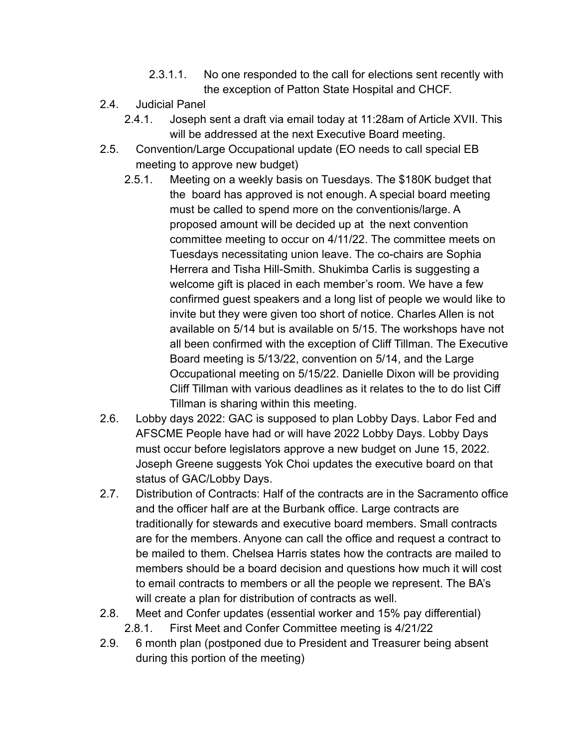2.3.1.1. No one responded to the call for elections sent recently with the exception of Patton State Hospital and CHCF.

2.4. Judicial Panel

2.4.1. Joseph sent a draft via email today at 11:28am of Article XVII. This will be addressed at the next Executive Board meeting.

2.5. Convention/Large Occupational update (EO needs to call special EB meeting to approve new budget)

2.5.1. Meeting on a weekly basis on Tuesdays. The $180K budget that the board has approved is not enough. A special board meeting must be called to spend more on the conventionis/large. A proposed amount will be decided up at the next convention committee meeting to occur on 4/11/22. The committee meets on Tuesdays necessitating union leave. The co-chairs are Sophia Herrera and Tisha Hill-Smith. Shukimba Carlis is suggesting a welcome gift is placed in each member's room. We have a few confirmed guest speakers and a long list of people we would like to invite but they were given too short of notice. Charles Allen is not available on 5/14 but is available on 5/15. The workshops have not all been confirmed with the exception of Cliff Tillman. The Executive Board meeting is 5/13/22, convention on 5/14, and the Large Occupational meeting on 5/15/22. Danielle Dixon will be providing Cliff Tillman with various deadlines as it relates to the to do list Ciff Tillman is sharing within this meeting.

2.6. Lobby days 2022: GAC is supposed to plan Lobby Days. Labor Fed and AFSCME People have had or will have 2022 Lobby Days. Lobby Days must occur before legislators approve a new budget on June 15, 2022. Joseph Greene suggests Yok Choi updates the executive board on that status of GAC/Lobby Days.

2.7. Distribution of Contracts: Half of the contracts are in the Sacramento office and the officer half are at the Burbank office. Large contracts are traditionally for stewards and executive board members. Small contracts are for the members. Anyone can call the office and request a contract to be mailed to them. Chelsea Harris states how the contracts are mailed to members should be a board decision and questions how much it will cost to email contracts to members or all the people we represent. The BA's will create a plan for distribution of contracts as well.

2.8. Meet and Confer updates (essential worker and 15% pay differential)

2.8.1. First Meet and Confer Committee meeting is 4/21/22

2.9. 6 month plan (postponed due to President and Treasurer being absent during this portion of the meeting)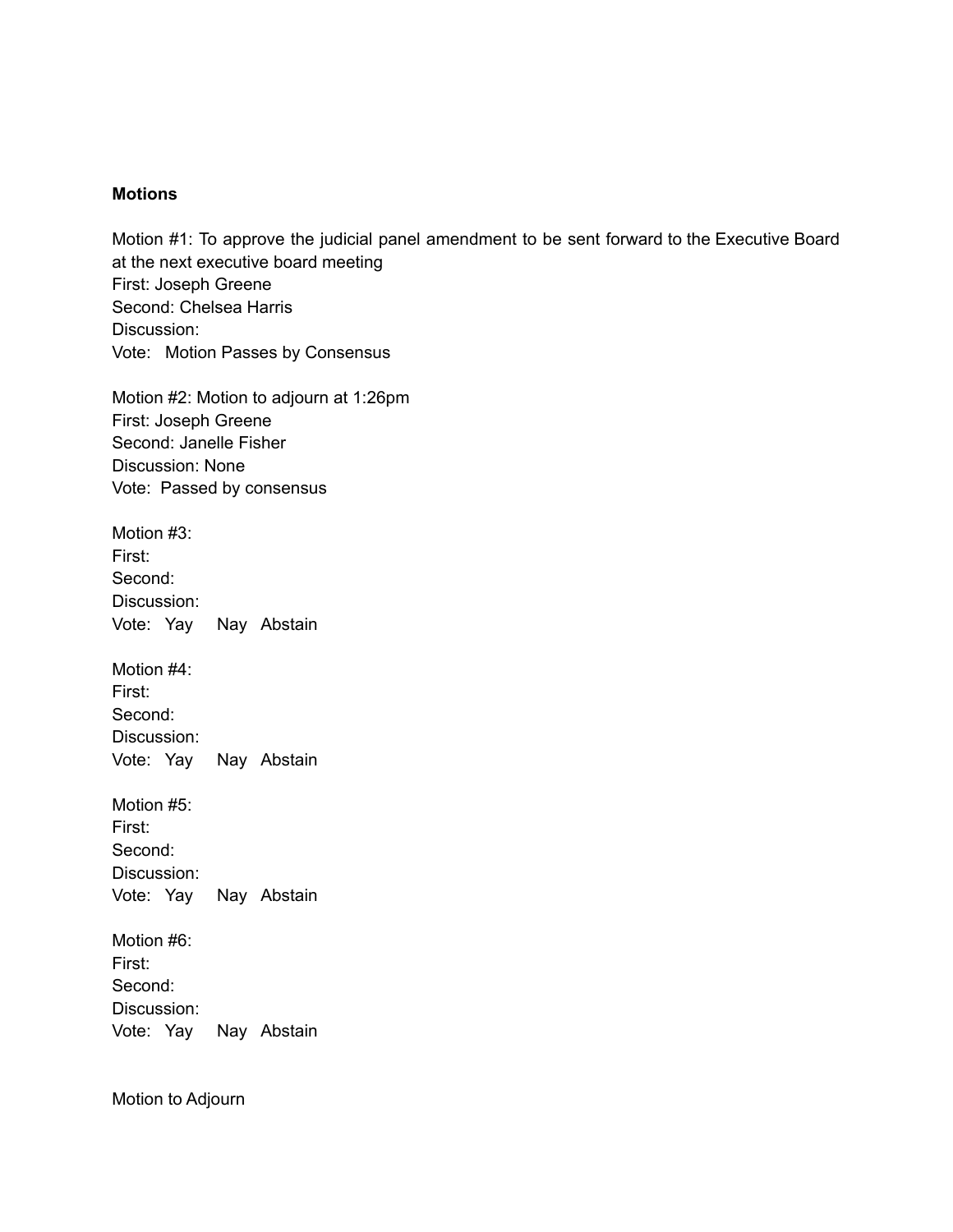**Motions**

Motion #1: To approve the judicial panel amendment to be sent forward to the Executive Board at the next executive board meeting
First: Joseph Greene
Second: Chelsea Harris
Discussion:
Vote: Motion Passes by Consensus

Motion #2: Motion to adjourn at 1:26pm
First: Joseph Greene
Second: Janelle Fisher
Discussion: None
Vote: Passed by consensus

Motion #3:
First:
Second:
Discussion:
Vote: Yay Nay Abstain

Motion #4:
First:
Second:
Discussion:
Vote: Yay Nay Abstain

Motion #5:
First:
Second:
Discussion:
Vote: Yay Nay Abstain

Motion #6:
First:
Second:
Discussion:
Vote: Yay Nay Abstain

Motion to Adjourn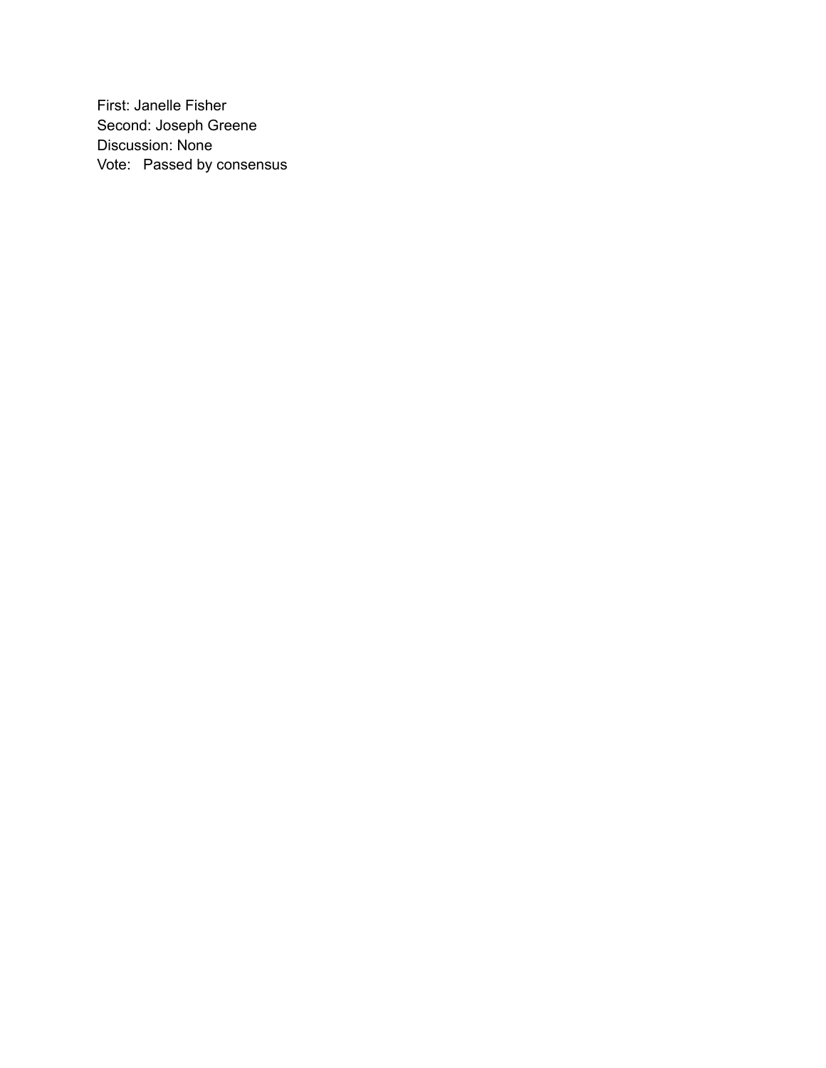First: Janelle Fisher
Second: Joseph Greene
Discussion: None
Vote: Passed by consensus